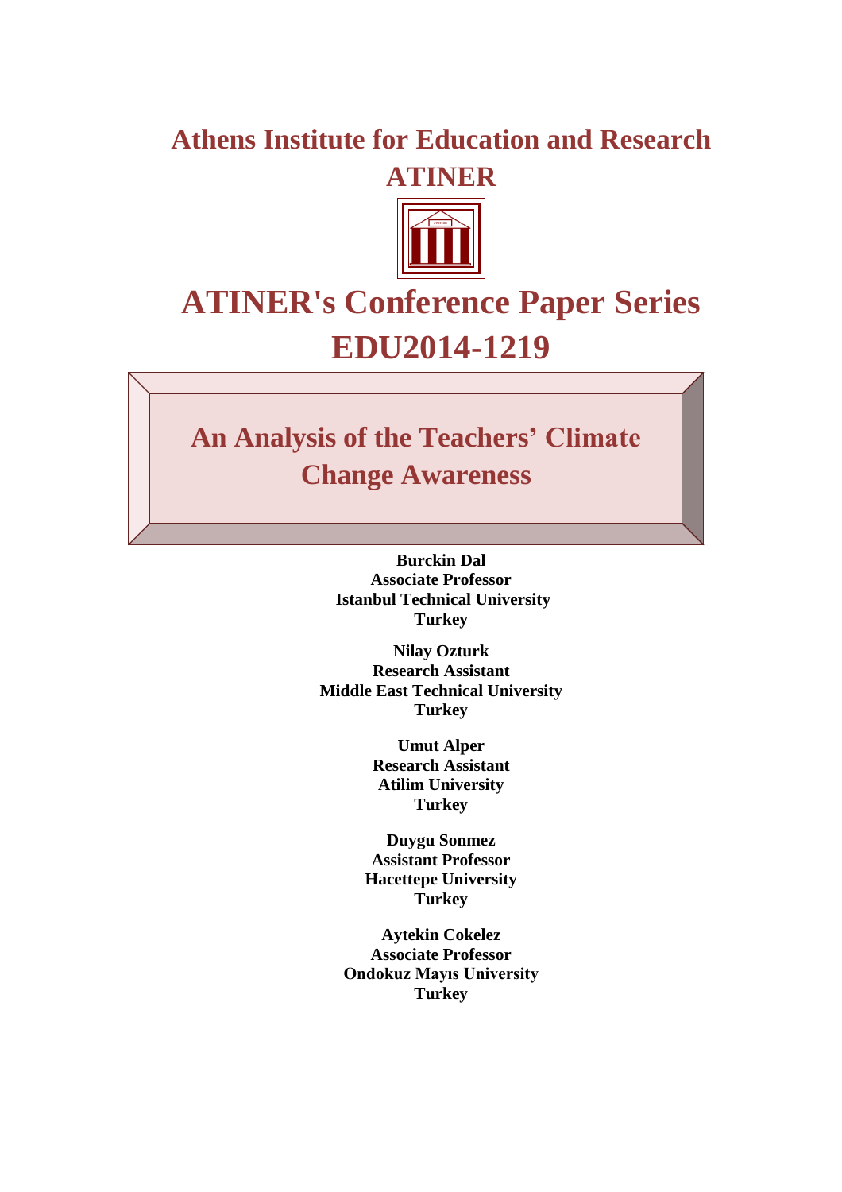# Athens Institute for Education and Research
# ATINER

# ATINER's Conference Paper Series
# EDU2014-1219

## An Analysis of the Teachers' Climate Change Awareness

**Burckin Dal**
**Associate Professor**
**Istanbul Technical University**
**Turkey**

**Nilay Ozturk**
**Research Assistant**
**Middle East Technical University**
**Turkey**

**Umut Alper**
**Research Assistant**
**Atilim University**
**Turkey**

**Duygu Sonmez**
**Assistant Professor**
**Hacettepe University**
**Turkey**

**Aytekin Cokelez**
**Associate Professor**
**Ondokuz Mayıs University**
**Turkey**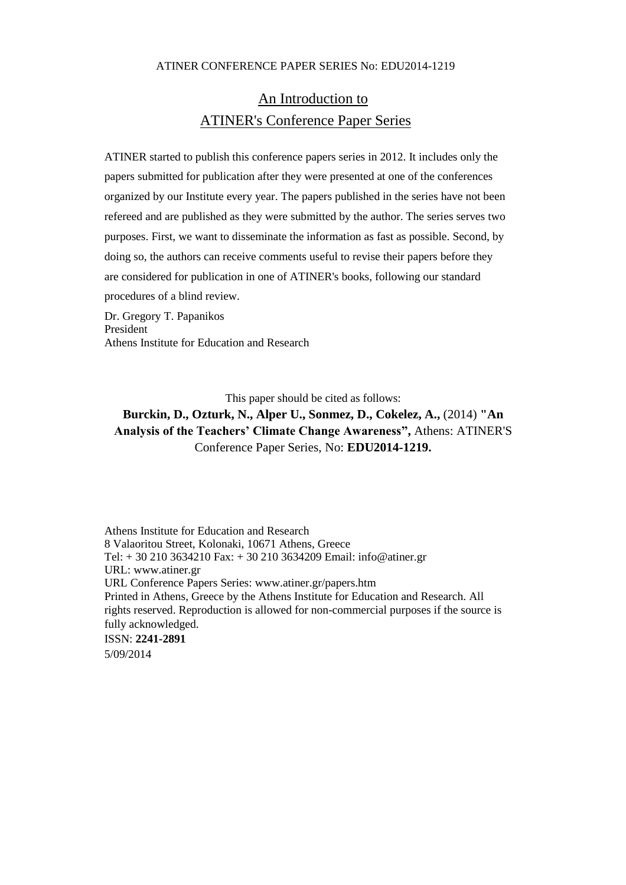## An Introduction to ATINER's Conference Paper Series

ATINER started to publish this conference papers series in 2012. It includes only the papers submitted for publication after they were presented at one of the conferences organized by our Institute every year. The papers published in the series have not been refereed and are published as they were submitted by the author. The series serves two purposes. First, we want to disseminate the information as fast as possible. Second, by doing so, the authors can receive comments useful to revise their papers before they are considered for publication in one of ATINER's books, following our standard procedures of a blind review.

Dr. Gregory T. Papanikos
President
Athens Institute for Education and Research

This paper should be cited as follows:

**Burckin, D., Ozturk, N., Alper U., Sonmez, D., Cokelez, A.,** (2014) **"An Analysis of the Teachers' Climate Change Awareness",** Athens: ATINER'S Conference Paper Series, No: **EDU2014-1219.**

Athens Institute for Education and Research
8 Valaoritou Street, Kolonaki, 10671 Athens, Greece
Tel: + 30 210 3634210 Fax: + 30 210 3634209 Email: info@atiner.gr
URL: www.atiner.gr
URL Conference Papers Series: www.atiner.gr/papers.htm
Printed in Athens, Greece by the Athens Institute for Education and Research. All rights reserved. Reproduction is allowed for non-commercial purposes if the source is fully acknowledged.
ISSN: **2241-2891**
5/09/2014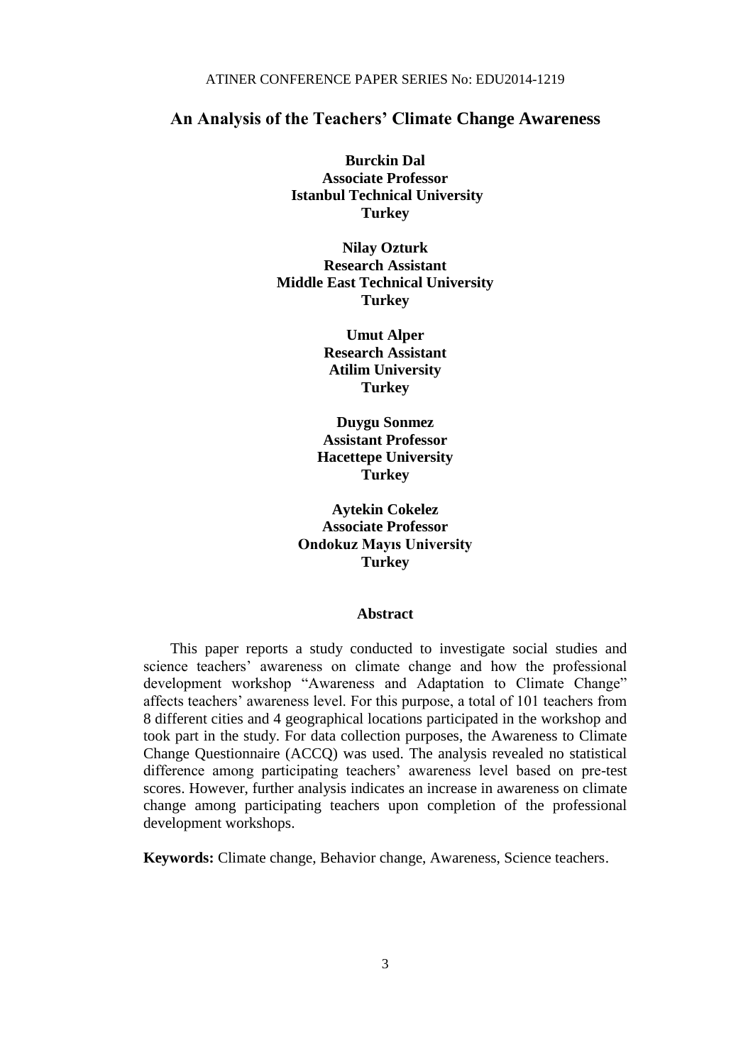# An Analysis of the Teachers' Climate Change Awareness

**Burckin Dal**
**Associate Professor**
**Istanbul Technical University**
**Turkey**

**Nilay Ozturk**
**Research Assistant**
**Middle East Technical University**
**Turkey**

**Umut Alper**
**Research Assistant**
**Atilim University**
**Turkey**

**Duygu Sonmez**
**Assistant Professor**
**Hacettepe University**
**Turkey**

**Aytekin Cokelez**
**Associate Professor**
**Ondokuz Mayıs University**
**Turkey**

## Abstract

This paper reports a study conducted to investigate social studies and science teachers' awareness on climate change and how the professional development workshop "Awareness and Adaptation to Climate Change" affects teachers' awareness level. For this purpose, a total of 101 teachers from 8 different cities and 4 geographical locations participated in the workshop and took part in the study. For data collection purposes, the Awareness to Climate Change Questionnaire (ACCQ) was used. The analysis revealed no statistical difference among participating teachers' awareness level based on pre-test scores. However, further analysis indicates an increase in awareness on climate change among participating teachers upon completion of the professional development workshops.

**Keywords:** Climate change, Behavior change, Awareness, Science teachers.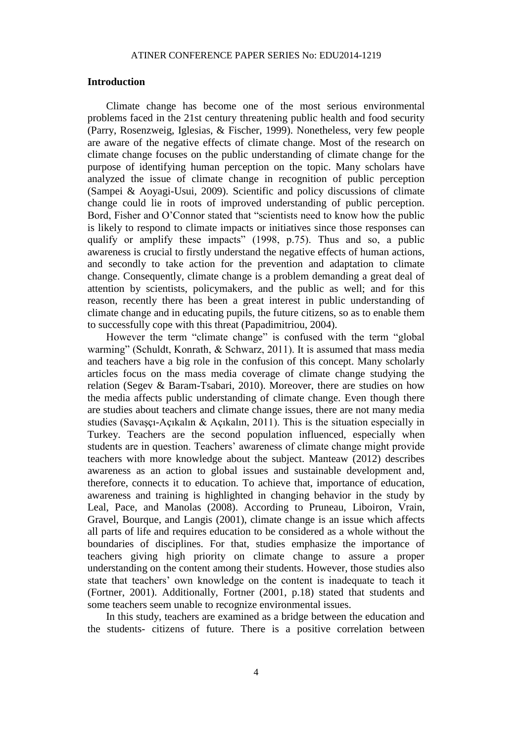## Introduction

Climate change has become one of the most serious environmental problems faced in the 21st century threatening public health and food security (Parry, Rosenzweig, Iglesias, & Fischer, 1999). Nonetheless, very few people are aware of the negative effects of climate change. Most of the research on climate change focuses on the public understanding of climate change for the purpose of identifying human perception on the topic. Many scholars have analyzed the issue of climate change in recognition of public perception (Sampei & Aoyagi-Usui, 2009). Scientific and policy discussions of climate change could lie in roots of improved understanding of public perception. Bord, Fisher and O'Connor stated that "scientists need to know how the public is likely to respond to climate impacts or initiatives since those responses can qualify or amplify these impacts" (1998, p.75). Thus and so, a public awareness is crucial to firstly understand the negative effects of human actions, and secondly to take action for the prevention and adaptation to climate change. Consequently, climate change is a problem demanding a great deal of attention by scientists, policymakers, and the public as well; and for this reason, recently there has been a great interest in public understanding of climate change and in educating pupils, the future citizens, so as to enable them to successfully cope with this threat (Papadimitriou, 2004).

However the term "climate change" is confused with the term "global warming" (Schuldt, Konrath, & Schwarz, 2011). It is assumed that mass media and teachers have a big role in the confusion of this concept. Many scholarly articles focus on the mass media coverage of climate change studying the relation (Segev & Baram-Tsabari, 2010). Moreover, there are studies on how the media affects public understanding of climate change. Even though there are studies about teachers and climate change issues, there are not many media studies (Savaşçı-Açıkalın & Açıkalın, 2011). This is the situation especially in Turkey. Teachers are the second population influenced, especially when students are in question. Teachers' awareness of climate change might provide teachers with more knowledge about the subject. Manteaw (2012) describes awareness as an action to global issues and sustainable development and, therefore, connects it to education. To achieve that, importance of education, awareness and training is highlighted in changing behavior in the study by Leal, Pace, and Manolas (2008). According to Pruneau, Liboiron, Vrain, Gravel, Bourque, and Langis (2001), climate change is an issue which affects all parts of life and requires education to be considered as a whole without the boundaries of disciplines. For that, studies emphasize the importance of teachers giving high priority on climate change to assure a proper understanding on the content among their students. However, those studies also state that teachers' own knowledge on the content is inadequate to teach it (Fortner, 2001). Additionally, Fortner (2001, p.18) stated that students and some teachers seem unable to recognize environmental issues.

In this study, teachers are examined as a bridge between the education and the students- citizens of future. There is a positive correlation between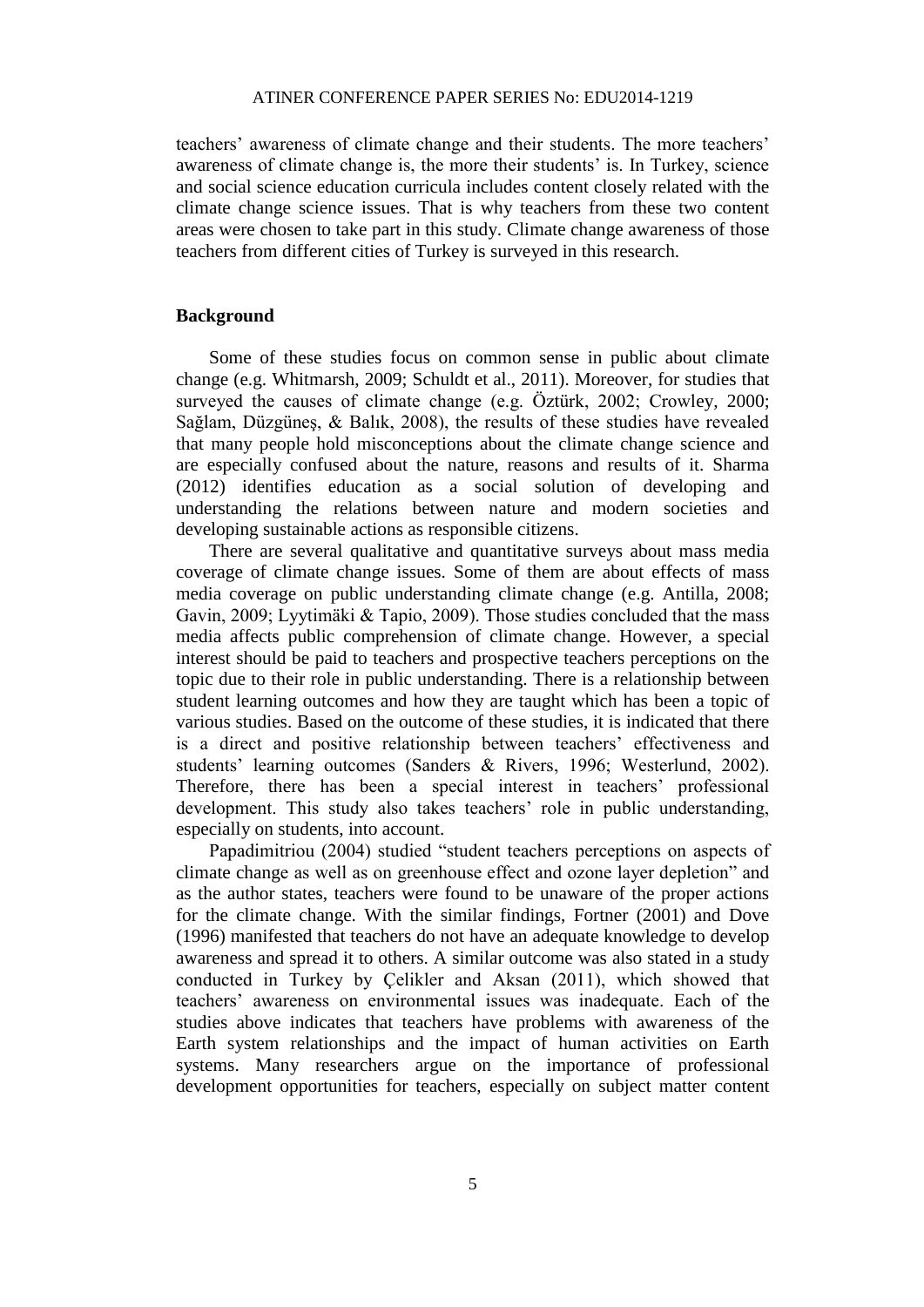teachers' awareness of climate change and their students. The more teachers' awareness of climate change is, the more their students' is. In Turkey, science and social science education curricula includes content closely related with the climate change science issues. That is why teachers from these two content areas were chosen to take part in this study. Climate change awareness of those teachers from different cities of Turkey is surveyed in this research.

## Background

Some of these studies focus on common sense in public about climate change (e.g. Whitmarsh, 2009; Schuldt et al., 2011). Moreover, for studies that surveyed the causes of climate change (e.g. Öztürk, 2002; Crowley, 2000; Sağlam, Düzgüneş, & Balık, 2008), the results of these studies have revealed that many people hold misconceptions about the climate change science and are especially confused about the nature, reasons and results of it. Sharma (2012) identifies education as a social solution of developing and understanding the relations between nature and modern societies and developing sustainable actions as responsible citizens.

There are several qualitative and quantitative surveys about mass media coverage of climate change issues. Some of them are about effects of mass media coverage on public understanding climate change (e.g. Antilla, 2008; Gavin, 2009; Lyytimäki & Tapio, 2009). Those studies concluded that the mass media affects public comprehension of climate change. However, a special interest should be paid to teachers and prospective teachers perceptions on the topic due to their role in public understanding. There is a relationship between student learning outcomes and how they are taught which has been a topic of various studies. Based on the outcome of these studies, it is indicated that there is a direct and positive relationship between teachers' effectiveness and students' learning outcomes (Sanders & Rivers, 1996; Westerlund, 2002). Therefore, there has been a special interest in teachers' professional development. This study also takes teachers' role in public understanding, especially on students, into account.

Papadimitriou (2004) studied "student teachers perceptions on aspects of climate change as well as on greenhouse effect and ozone layer depletion" and as the author states, teachers were found to be unaware of the proper actions for the climate change. With the similar findings, Fortner (2001) and Dove (1996) manifested that teachers do not have an adequate knowledge to develop awareness and spread it to others. A similar outcome was also stated in a study conducted in Turkey by Çelikler and Aksan (2011), which showed that teachers' awareness on environmental issues was inadequate. Each of the studies above indicates that teachers have problems with awareness of the Earth system relationships and the impact of human activities on Earth systems. Many researchers argue on the importance of professional development opportunities for teachers, especially on subject matter content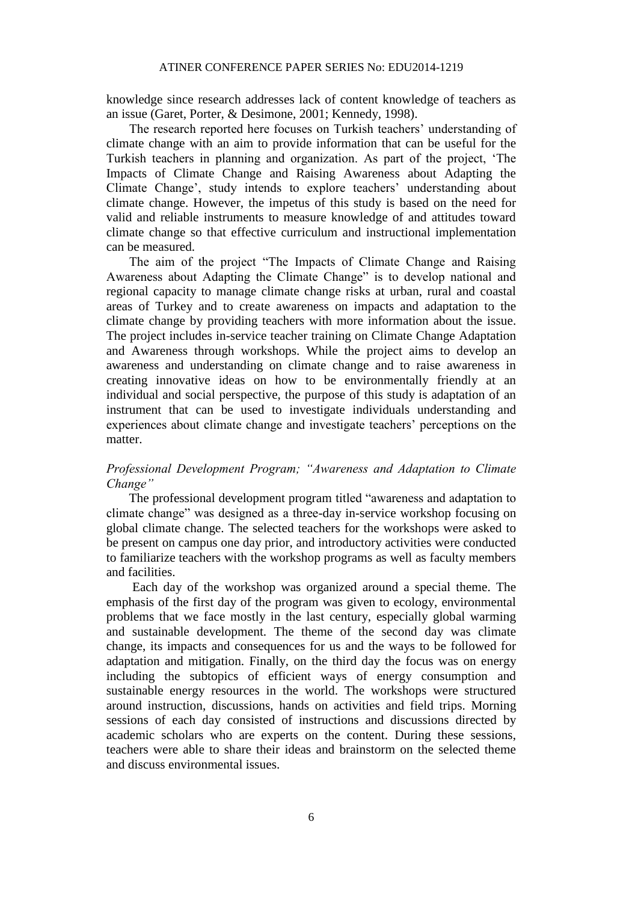knowledge since research addresses lack of content knowledge of teachers as an issue (Garet, Porter, & Desimone, 2001; Kennedy, 1998).

The research reported here focuses on Turkish teachers' understanding of climate change with an aim to provide information that can be useful for the Turkish teachers in planning and organization. As part of the project, 'The Impacts of Climate Change and Raising Awareness about Adapting the Climate Change', study intends to explore teachers' understanding about climate change. However, the impetus of this study is based on the need for valid and reliable instruments to measure knowledge of and attitudes toward climate change so that effective curriculum and instructional implementation can be measured.

The aim of the project "The Impacts of Climate Change and Raising Awareness about Adapting the Climate Change" is to develop national and regional capacity to manage climate change risks at urban, rural and coastal areas of Turkey and to create awareness on impacts and adaptation to the climate change by providing teachers with more information about the issue. The project includes in-service teacher training on Climate Change Adaptation and Awareness through workshops. While the project aims to develop an awareness and understanding on climate change and to raise awareness in creating innovative ideas on how to be environmentally friendly at an individual and social perspective, the purpose of this study is adaptation of an instrument that can be used to investigate individuals understanding and experiences about climate change and investigate teachers' perceptions on the matter.

*Professional Development Program; "Awareness and Adaptation to Climate Change"*

The professional development program titled "awareness and adaptation to climate change" was designed as a three-day in-service workshop focusing on global climate change. The selected teachers for the workshops were asked to be present on campus one day prior, and introductory activities were conducted to familiarize teachers with the workshop programs as well as faculty members and facilities.

Each day of the workshop was organized around a special theme. The emphasis of the first day of the program was given to ecology, environmental problems that we face mostly in the last century, especially global warming and sustainable development. The theme of the second day was climate change, its impacts and consequences for us and the ways to be followed for adaptation and mitigation. Finally, on the third day the focus was on energy including the subtopics of efficient ways of energy consumption and sustainable energy resources in the world. The workshops were structured around instruction, discussions, hands on activities and field trips. Morning sessions of each day consisted of instructions and discussions directed by academic scholars who are experts on the content. During these sessions, teachers were able to share their ideas and brainstorm on the selected theme and discuss environmental issues.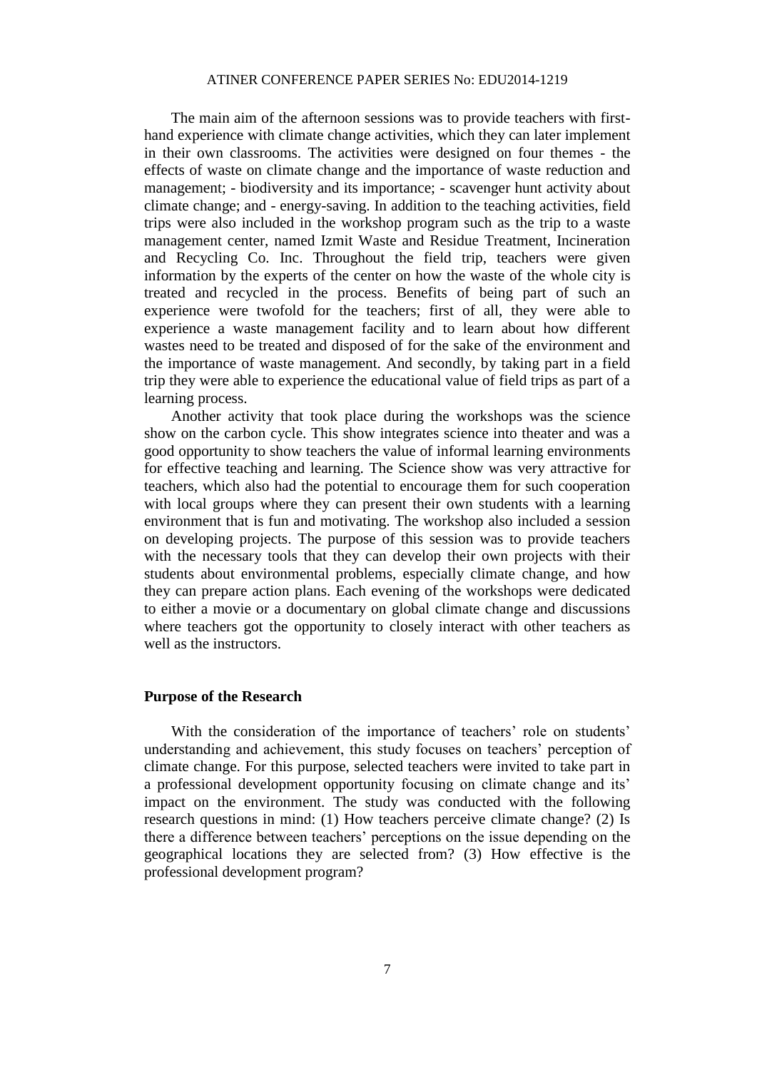The main aim of the afternoon sessions was to provide teachers with first-hand experience with climate change activities, which they can later implement in their own classrooms. The activities were designed on four themes - the effects of waste on climate change and the importance of waste reduction and management; - biodiversity and its importance; - scavenger hunt activity about climate change; and - energy-saving. In addition to the teaching activities, field trips were also included in the workshop program such as the trip to a waste management center, named Izmit Waste and Residue Treatment, Incineration and Recycling Co. Inc. Throughout the field trip, teachers were given information by the experts of the center on how the waste of the whole city is treated and recycled in the process. Benefits of being part of such an experience were twofold for the teachers; first of all, they were able to experience a waste management facility and to learn about how different wastes need to be treated and disposed of for the sake of the environment and the importance of waste management. And secondly, by taking part in a field trip they were able to experience the educational value of field trips as part of a learning process.

Another activity that took place during the workshops was the science show on the carbon cycle. This show integrates science into theater and was a good opportunity to show teachers the value of informal learning environments for effective teaching and learning. The Science show was very attractive for teachers, which also had the potential to encourage them for such cooperation with local groups where they can present their own students with a learning environment that is fun and motivating. The workshop also included a session on developing projects. The purpose of this session was to provide teachers with the necessary tools that they can develop their own projects with their students about environmental problems, especially climate change, and how they can prepare action plans. Each evening of the workshops were dedicated to either a movie or a documentary on global climate change and discussions where teachers got the opportunity to closely interact with other teachers as well as the instructors.

## Purpose of the Research

With the consideration of the importance of teachers' role on students' understanding and achievement, this study focuses on teachers' perception of climate change. For this purpose, selected teachers were invited to take part in a professional development opportunity focusing on climate change and its' impact on the environment. The study was conducted with the following research questions in mind: (1) How teachers perceive climate change? (2) Is there a difference between teachers' perceptions on the issue depending on the geographical locations they are selected from? (3) How effective is the professional development program?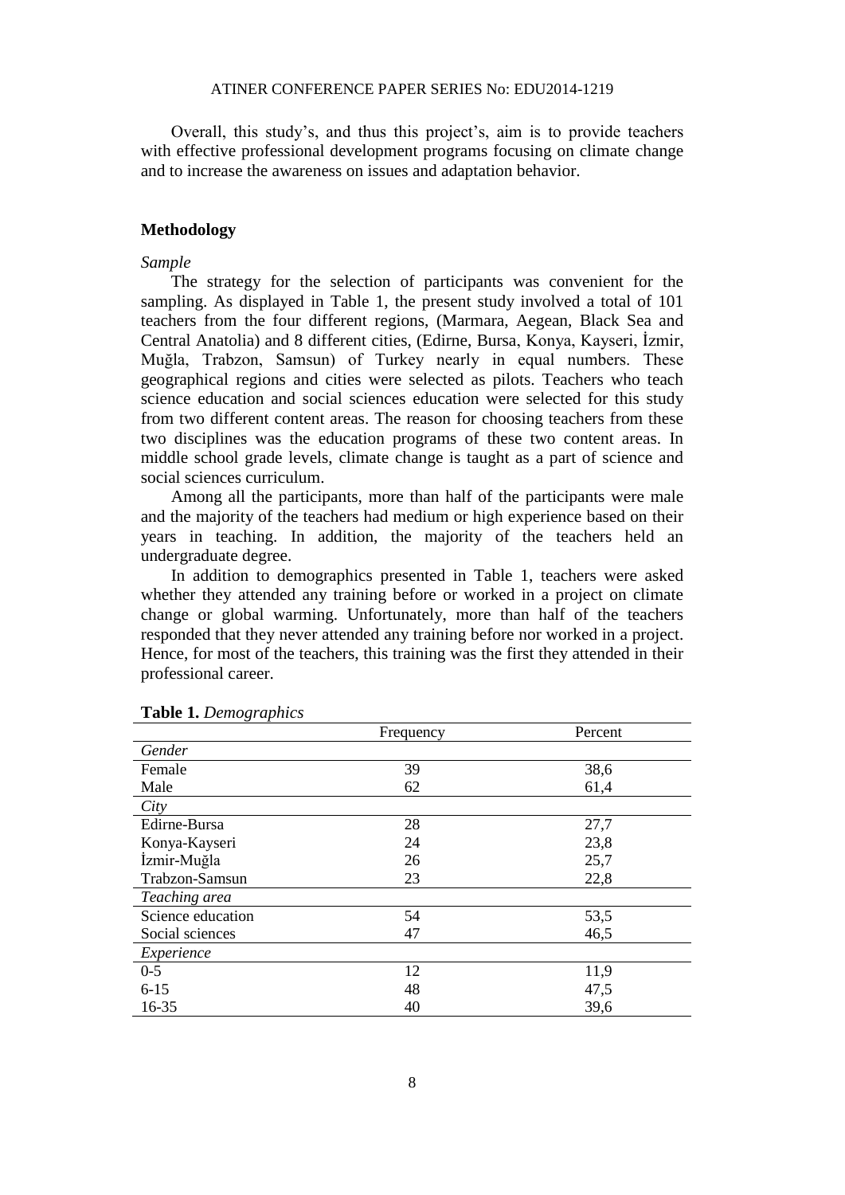Overall, this study's, and thus this project's, aim is to provide teachers with effective professional development programs focusing on climate change and to increase the awareness on issues and adaptation behavior.

## Methodology

*Sample*

The strategy for the selection of participants was convenient for the sampling. As displayed in Table 1, the present study involved a total of 101 teachers from the four different regions, (Marmara, Aegean, Black Sea and Central Anatolia) and 8 different cities, (Edirne, Bursa, Konya, Kayseri, İzmir, Muğla, Trabzon, Samsun) of Turkey nearly in equal numbers. These geographical regions and cities were selected as pilots. Teachers who teach science education and social sciences education were selected for this study from two different content areas. The reason for choosing teachers from these two disciplines was the education programs of these two content areas. In middle school grade levels, climate change is taught as a part of science and social sciences curriculum.

Among all the participants, more than half of the participants were male and the majority of the teachers had medium or high experience based on their years in teaching. In addition, the majority of the teachers held an undergraduate degree.

In addition to demographics presented in Table 1, teachers were asked whether they attended any training before or worked in a project on climate change or global warming. Unfortunately, more than half of the teachers responded that they never attended any training before nor worked in a project. Hence, for most of the teachers, this training was the first they attended in their professional career.

**Table 1.** *Demographics*

| | Frequency | Percent |
|---|---|---|
| *Gender* | | |
| Female | 39 | 38,6 |
| Male | 62 | 61,4 |
| *City* | | |
| Edirne-Bursa | 28 | 27,7 |
| Konya-Kayseri | 24 | 23,8 |
| İzmir-Muğla | 26 | 25,7 |
| Trabzon-Samsun | 23 | 22,8 |
| *Teaching area* | | |
| Science education | 54 | 53,5 |
| Social sciences | 47 | 46,5 |
| *Experience* | | |
| 0-5 | 12 | 11,9 |
| 6-15 | 48 | 47,5 |
| 16-35 | 40 | 39,6 |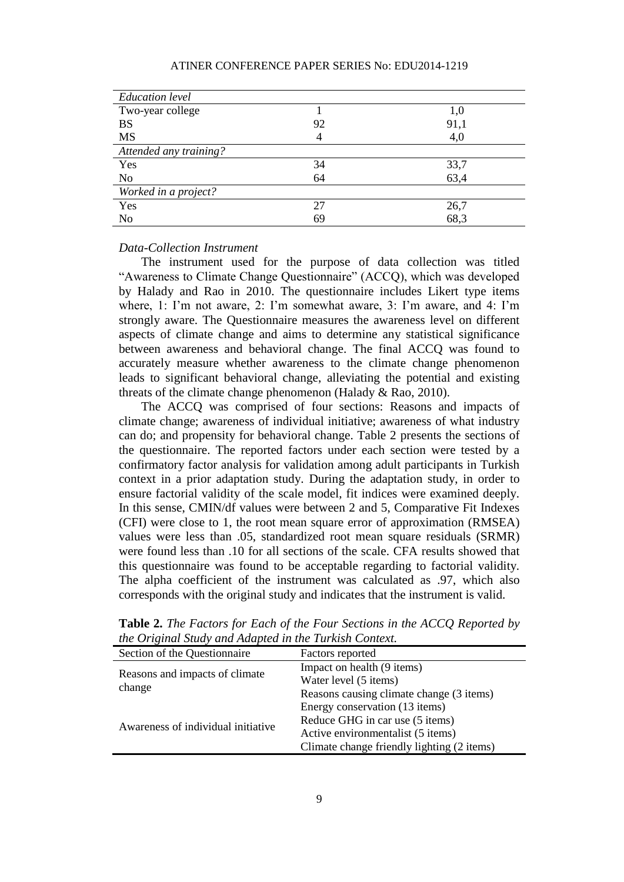| | | |
|---|---|---|
| *Education level* | | |
| Two-year college | 1 | 1,0 |
| BS | 92 | 91,1 |
| MS | 4 | 4,0 |
| *Attended any training?* | | |
| Yes | 34 | 33,7 |
| No | 64 | 63,4 |
| *Worked in a project?* | | |
| Yes | 27 | 26,7 |
| No | 69 | 68,3 |

*Data-Collection Instrument*

The instrument used for the purpose of data collection was titled "Awareness to Climate Change Questionnaire" (ACCQ), which was developed by Halady and Rao in 2010. The questionnaire includes Likert type items where, 1: I'm not aware, 2: I'm somewhat aware, 3: I'm aware, and 4: I'm strongly aware. The Questionnaire measures the awareness level on different aspects of climate change and aims to determine any statistical significance between awareness and behavioral change. The final ACCQ was found to accurately measure whether awareness to the climate change phenomenon leads to significant behavioral change, alleviating the potential and existing threats of the climate change phenomenon (Halady & Rao, 2010).

The ACCQ was comprised of four sections: Reasons and impacts of climate change; awareness of individual initiative; awareness of what industry can do; and propensity for behavioral change. Table 2 presents the sections of the questionnaire. The reported factors under each section were tested by a confirmatory factor analysis for validation among adult participants in Turkish context in a prior adaptation study. During the adaptation study, in order to ensure factorial validity of the scale model, fit indices were examined deeply. In this sense, CMIN/df values were between 2 and 5, Comparative Fit Indexes (CFI) were close to 1, the root mean square error of approximation (RMSEA) values were less than .05, standardized root mean square residuals (SRMR) were found less than .10 for all sections of the scale. CFA results showed that this questionnaire was found to be acceptable regarding to factorial validity. The alpha coefficient of the instrument was calculated as .97, which also corresponds with the original study and indicates that the instrument is valid.

**Table 2.** *The Factors for Each of the Four Sections in the ACCQ Reported by the Original Study and Adapted in the Turkish Context.*

| Section of the Questionnaire | Factors reported |
|---|---|
| Reasons and impacts of climate change | Impact on health (9 items) |
| | Water level (5 items) |
| | Reasons causing climate change (3 items) |
| Awareness of individual initiative | Energy conservation (13 items) |
| | Reduce GHG in car use (5 items) |
| | Active environmentalist (5 items) |
| | Climate change friendly lighting (2 items) |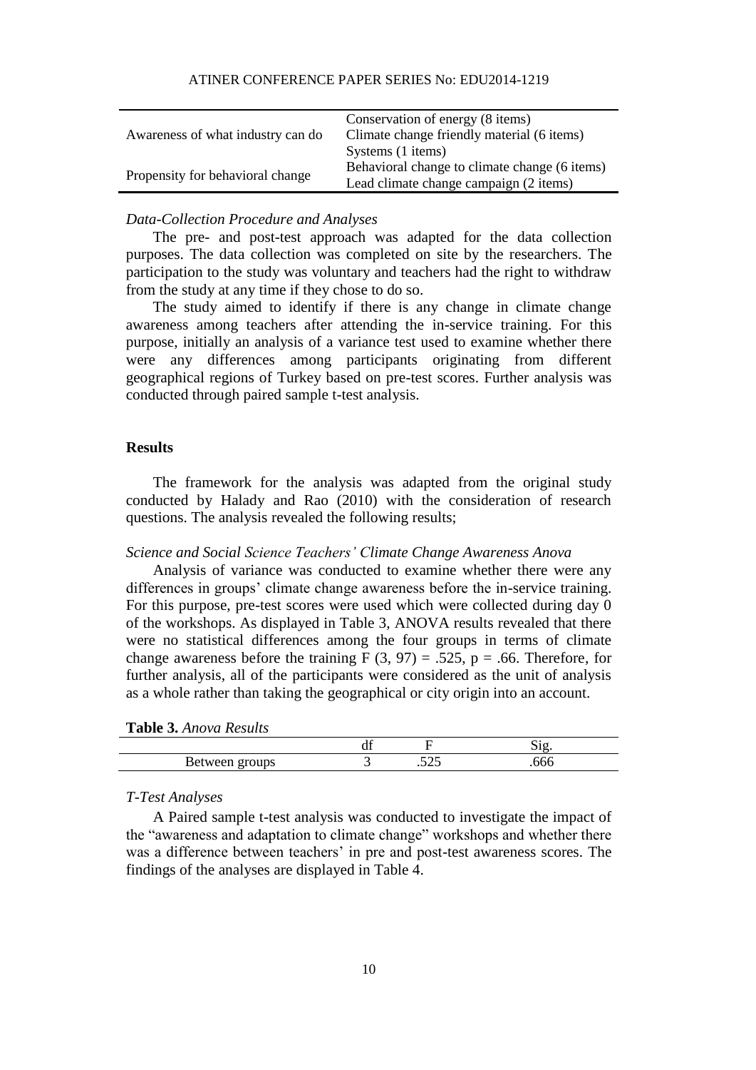| | |
|---|---|
| Awareness of what industry can do | Conservation of energy (8 items)<br>Climate change friendly material (6 items)<br>Systems (1 items) |
| Propensity for behavioral change | Behavioral change to climate change (6 items)<br>Lead climate change campaign (2 items) |

*Data-Collection Procedure and Analyses*

The pre- and post-test approach was adapted for the data collection purposes. The data collection was completed on site by the researchers. The participation to the study was voluntary and teachers had the right to withdraw from the study at any time if they chose to do so.

The study aimed to identify if there is any change in climate change awareness among teachers after attending the in-service training. For this purpose, initially an analysis of a variance test used to examine whether there were any differences among participants originating from different geographical regions of Turkey based on pre-test scores. Further analysis was conducted through paired sample t-test analysis.

## Results

The framework for the analysis was adapted from the original study conducted by Halady and Rao (2010) with the consideration of research questions. The analysis revealed the following results;

*Science and Social Science Teachers' Climate Change Awareness Anova*

Analysis of variance was conducted to examine whether there were any differences in groups' climate change awareness before the in-service training. For this purpose, pre-test scores were used which were collected during day 0 of the workshops. As displayed in Table 3, ANOVA results revealed that there were no statistical differences among the four groups in terms of climate change awareness before the training $F(3, 97) = .525$, $p = .66$. Therefore, for further analysis, all of the participants were considered as the unit of analysis as a whole rather than taking the geographical or city origin into an account.

**Table 3.** *Anova Results*

| | df | F | Sig. |
|---|---|---|---|
| Between groups | 3 | .525 | .666 |

*T-Test Analyses*

A Paired sample t-test analysis was conducted to investigate the impact of the "awareness and adaptation to climate change" workshops and whether there was a difference between teachers' in pre and post-test awareness scores. The findings of the analyses are displayed in Table 4.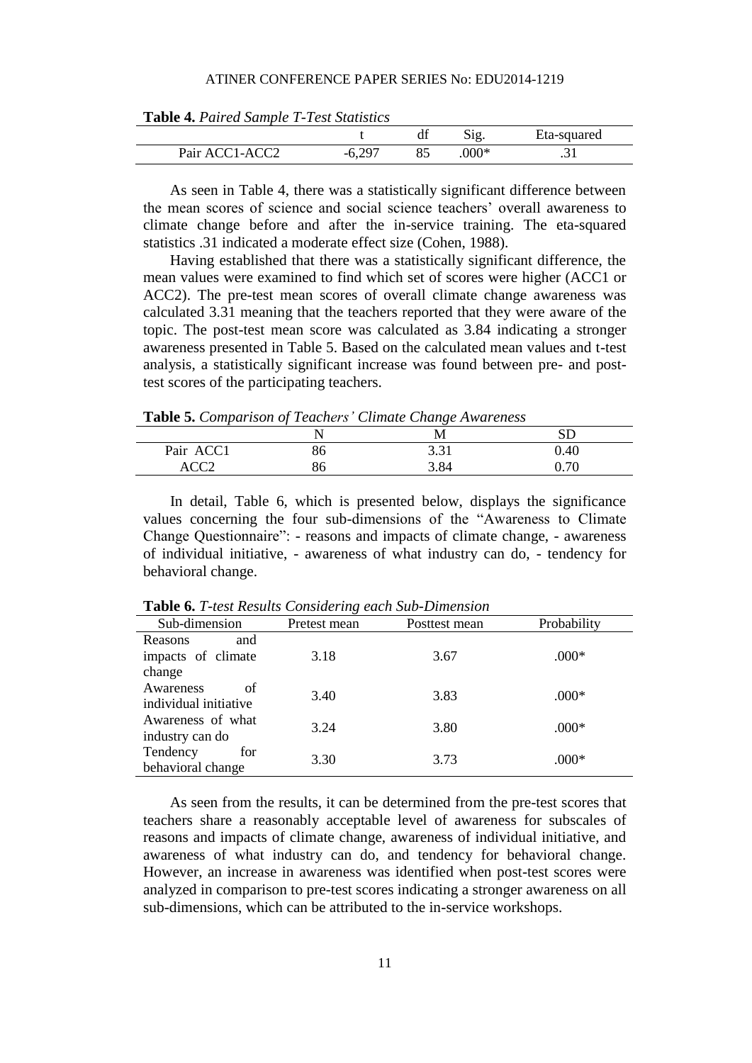**Table 4.** *Paired Sample T-Test Statistics*

| | t | df | Sig. | Eta-squared |
|---|---|---|---|---|
| Pair ACC1-ACC2 | -6,297 | 85 | .000* | .31 |

As seen in Table 4, there was a statistically significant difference between the mean scores of science and social science teachers' overall awareness to climate change before and after the in-service training. The eta-squared statistics .31 indicated a moderate effect size (Cohen, 1988).

Having established that there was a statistically significant difference, the mean values were examined to find which set of scores were higher (ACC1 or ACC2). The pre-test mean scores of overall climate change awareness was calculated 3.31 meaning that the teachers reported that they were aware of the topic. The post-test mean score was calculated as 3.84 indicating a stronger awareness presented in Table 5. Based on the calculated mean values and t-test analysis, a statistically significant increase was found between pre- and post-test scores of the participating teachers.

**Table 5.** *Comparison of Teachers' Climate Change Awareness*

| | N | M | SD |
|---|---|---|---|
| Pair ACC1 | 86 | 3.31 | 0.40 |
| ACC2 | 86 | 3.84 | 0.70 |

In detail, Table 6, which is presented below, displays the significance values concerning the four sub-dimensions of the "Awareness to Climate Change Questionnaire": - reasons and impacts of climate change, - awareness of individual initiative, - awareness of what industry can do, - tendency for behavioral change.

**Table 6.** *T-test Results Considering each Sub-Dimension*

| Sub-dimension | Pretest mean | Posttest mean | Probability |
|---|---|---|---|
| Reasons and impacts of climate change | 3.18 | 3.67 | .000* |
| Awareness of individual initiative | 3.40 | 3.83 | .000* |
| Awareness of what industry can do | 3.24 | 3.80 | .000* |
| Tendency for behavioral change | 3.30 | 3.73 | .000* |

As seen from the results, it can be determined from the pre-test scores that teachers share a reasonably acceptable level of awareness for subscales of reasons and impacts of climate change, awareness of individual initiative, and awareness of what industry can do, and tendency for behavioral change. However, an increase in awareness was identified when post-test scores were analyzed in comparison to pre-test scores indicating a stronger awareness on all sub-dimensions, which can be attributed to the in-service workshops.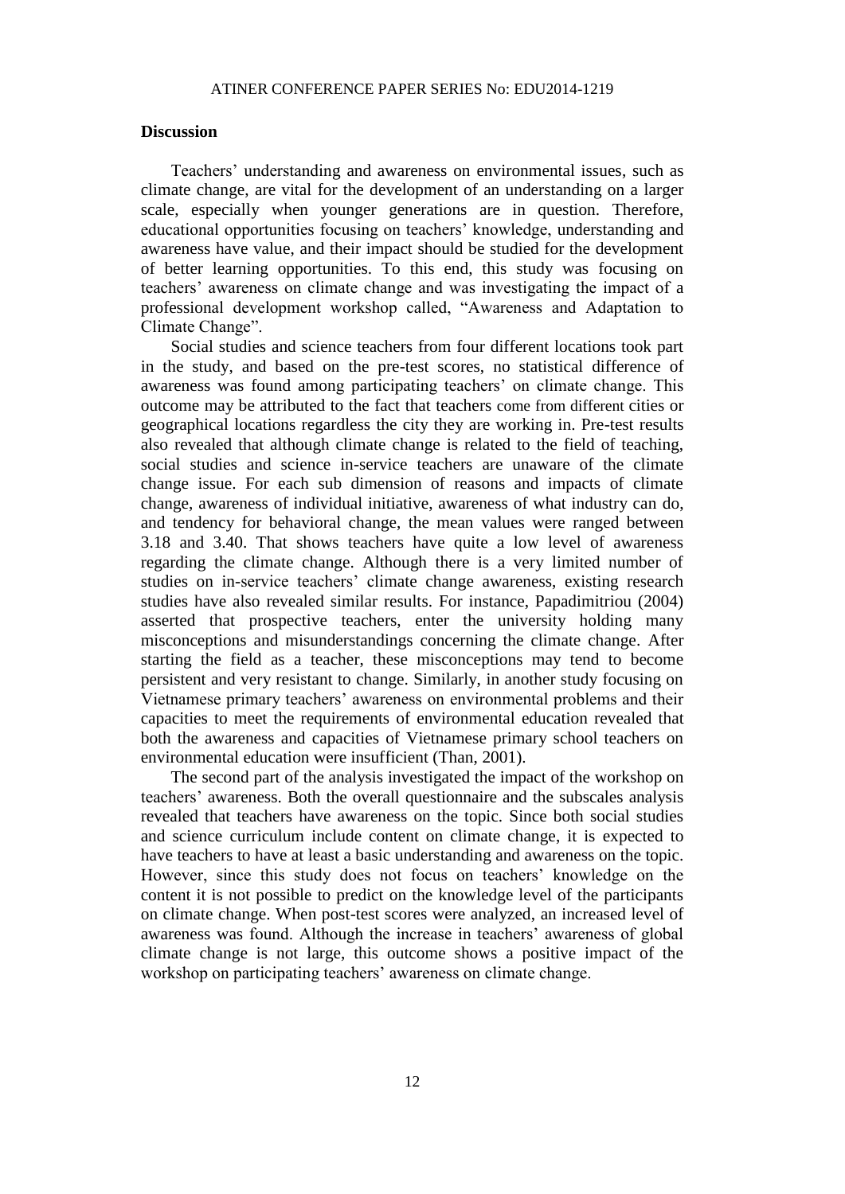## Discussion

Teachers' understanding and awareness on environmental issues, such as climate change, are vital for the development of an understanding on a larger scale, especially when younger generations are in question. Therefore, educational opportunities focusing on teachers' knowledge, understanding and awareness have value, and their impact should be studied for the development of better learning opportunities. To this end, this study was focusing on teachers' awareness on climate change and was investigating the impact of a professional development workshop called, "Awareness and Adaptation to Climate Change".

Social studies and science teachers from four different locations took part in the study, and based on the pre-test scores, no statistical difference of awareness was found among participating teachers' on climate change. This outcome may be attributed to the fact that teachers come from different cities or geographical locations regardless the city they are working in. Pre-test results also revealed that although climate change is related to the field of teaching, social studies and science in-service teachers are unaware of the climate change issue. For each sub dimension of reasons and impacts of climate change, awareness of individual initiative, awareness of what industry can do, and tendency for behavioral change, the mean values were ranged between 3.18 and 3.40. That shows teachers have quite a low level of awareness regarding the climate change. Although there is a very limited number of studies on in-service teachers' climate change awareness, existing research studies have also revealed similar results. For instance, Papadimitriou (2004) asserted that prospective teachers, enter the university holding many misconceptions and misunderstandings concerning the climate change. After starting the field as a teacher, these misconceptions may tend to become persistent and very resistant to change. Similarly, in another study focusing on Vietnamese primary teachers' awareness on environmental problems and their capacities to meet the requirements of environmental education revealed that both the awareness and capacities of Vietnamese primary school teachers on environmental education were insufficient (Than, 2001).

The second part of the analysis investigated the impact of the workshop on teachers' awareness. Both the overall questionnaire and the subscales analysis revealed that teachers have awareness on the topic. Since both social studies and science curriculum include content on climate change, it is expected to have teachers to have at least a basic understanding and awareness on the topic. However, since this study does not focus on teachers' knowledge on the content it is not possible to predict on the knowledge level of the participants on climate change. When post-test scores were analyzed, an increased level of awareness was found. Although the increase in teachers' awareness of global climate change is not large, this outcome shows a positive impact of the workshop on participating teachers' awareness on climate change.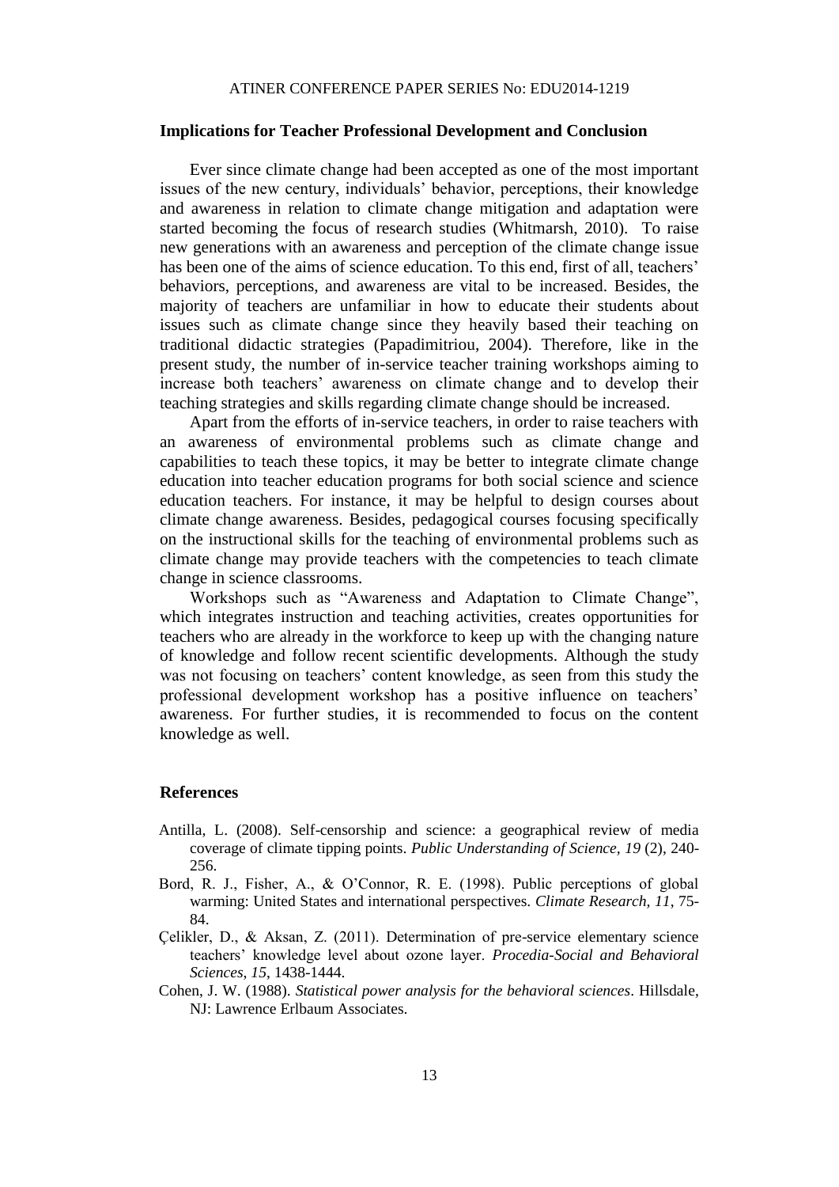## Implications for Teacher Professional Development and Conclusion

Ever since climate change had been accepted as one of the most important issues of the new century, individuals' behavior, perceptions, their knowledge and awareness in relation to climate change mitigation and adaptation were started becoming the focus of research studies (Whitmarsh, 2010). To raise new generations with an awareness and perception of the climate change issue has been one of the aims of science education. To this end, first of all, teachers' behaviors, perceptions, and awareness are vital to be increased. Besides, the majority of teachers are unfamiliar in how to educate their students about issues such as climate change since they heavily based their teaching on traditional didactic strategies (Papadimitriou, 2004). Therefore, like in the present study, the number of in-service teacher training workshops aiming to increase both teachers' awareness on climate change and to develop their teaching strategies and skills regarding climate change should be increased.

Apart from the efforts of in-service teachers, in order to raise teachers with an awareness of environmental problems such as climate change and capabilities to teach these topics, it may be better to integrate climate change education into teacher education programs for both social science and science education teachers. For instance, it may be helpful to design courses about climate change awareness. Besides, pedagogical courses focusing specifically on the instructional skills for the teaching of environmental problems such as climate change may provide teachers with the competencies to teach climate change in science classrooms.

Workshops such as "Awareness and Adaptation to Climate Change", which integrates instruction and teaching activities, creates opportunities for teachers who are already in the workforce to keep up with the changing nature of knowledge and follow recent scientific developments. Although the study was not focusing on teachers' content knowledge, as seen from this study the professional development workshop has a positive influence on teachers' awareness. For further studies, it is recommended to focus on the content knowledge as well.

## References

Antilla, L. (2008). Self-censorship and science: a geographical review of media coverage of climate tipping points. *Public Understanding of Science, 19* (2), 240-256.

Bord, R. J., Fisher, A., & O'Connor, R. E. (1998). Public perceptions of global warming: United States and international perspectives. *Climate Research, 11*, 75-84.

Çelikler, D., & Aksan, Z. (2011). Determination of pre-service elementary science teachers' knowledge level about ozone layer. *Procedia-Social and Behavioral Sciences, 15*, 1438-1444.

Cohen, J. W. (1988). *Statistical power analysis for the behavioral sciences*. Hillsdale, NJ: Lawrence Erlbaum Associates.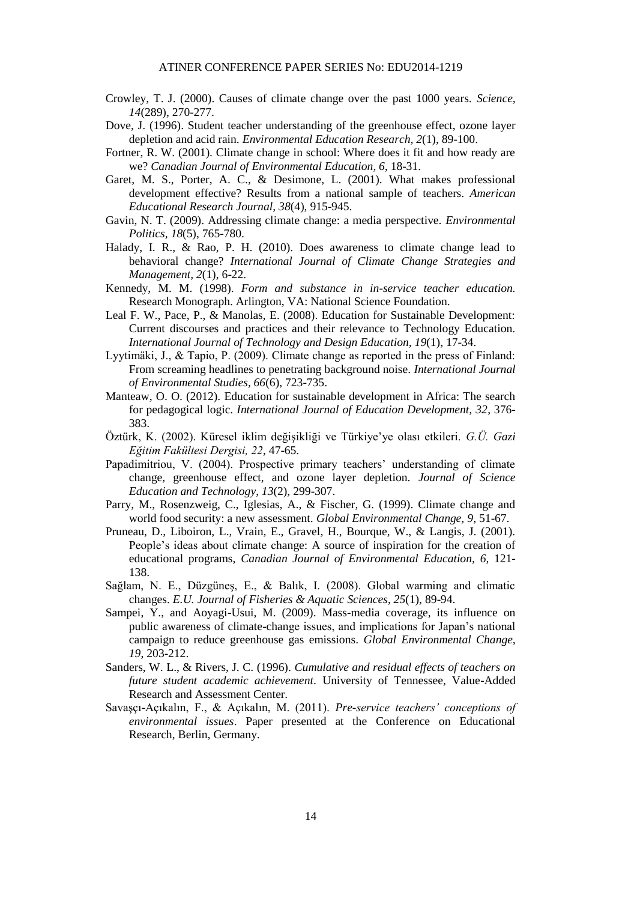Crowley, T. J. (2000). Causes of climate change over the past 1000 years. *Science, 14*(289), 270-277.

Dove, J. (1996). Student teacher understanding of the greenhouse effect, ozone layer depletion and acid rain. *Environmental Education Research, 2*(1), 89-100.

Fortner, R. W. (2001). Climate change in school: Where does it fit and how ready are we? *Canadian Journal of Environmental Education, 6*, 18-31.

Garet, M. S., Porter, A. C., & Desimone, L. (2001). What makes professional development effective? Results from a national sample of teachers. *American Educational Research Journal, 38*(4), 915-945.

Gavin, N. T. (2009). Addressing climate change: a media perspective. *Environmental Politics, 18*(5), 765-780.

Halady, I. R., & Rao, P. H. (2010). Does awareness to climate change lead to behavioral change? *International Journal of Climate Change Strategies and Management, 2*(1), 6-22.

Kennedy, M. M. (1998). *Form and substance in in-service teacher education.* Research Monograph. Arlington, VA: National Science Foundation.

Leal F. W., Pace, P., & Manolas, E. (2008). Education for Sustainable Development: Current discourses and practices and their relevance to Technology Education. *International Journal of Technology and Design Education, 19*(1), 17-34.

Lyytimäki, J., & Tapio, P. (2009). Climate change as reported in the press of Finland: From screaming headlines to penetrating background noise. *International Journal of Environmental Studies, 66*(6), 723-735.

Manteaw, O. O. (2012). Education for sustainable development in Africa: The search for pedagogical logic. *International Journal of Education Development, 32*, 376-383.

Öztürk, K. (2002). Küresel iklim değişikliği ve Türkiye'ye olası etkileri. *G.Ü. Gazi Eğitim Fakültesi Dergisi, 22*, 47-65.

Papadimitriou, V. (2004). Prospective primary teachers' understanding of climate change, greenhouse effect, and ozone layer depletion. *Journal of Science Education and Technology, 13*(2), 299-307.

Parry, M., Rosenzweig, C., Iglesias, A., & Fischer, G. (1999). Climate change and world food security: a new assessment. *Global Environmental Change, 9*, 51-67.

Pruneau, D., Liboiron, L., Vrain, E., Gravel, H., Bourque, W., & Langis, J. (2001). People's ideas about climate change: A source of inspiration for the creation of educational programs, *Canadian Journal of Environmental Education, 6*, 121-138.

Sağlam, N. E., Düzgüneş, E., & Balık, I. (2008). Global warming and climatic changes. *E.U. Journal of Fisheries & Aquatic Sciences, 25*(1), 89-94.

Sampei, Y., and Aoyagi-Usui, M. (2009). Mass-media coverage, its influence on public awareness of climate-change issues, and implications for Japan's national campaign to reduce greenhouse gas emissions. *Global Environmental Change, 19*, 203-212.

Sanders, W. L., & Rivers, J. C. (1996). *Cumulative and residual effects of teachers on future student academic achievement*. University of Tennessee, Value-Added Research and Assessment Center.

Savaşçı-Açıkalın, F., & Açıkalın, M. (2011). *Pre-service teachers' conceptions of environmental issues*. Paper presented at the Conference on Educational Research, Berlin, Germany.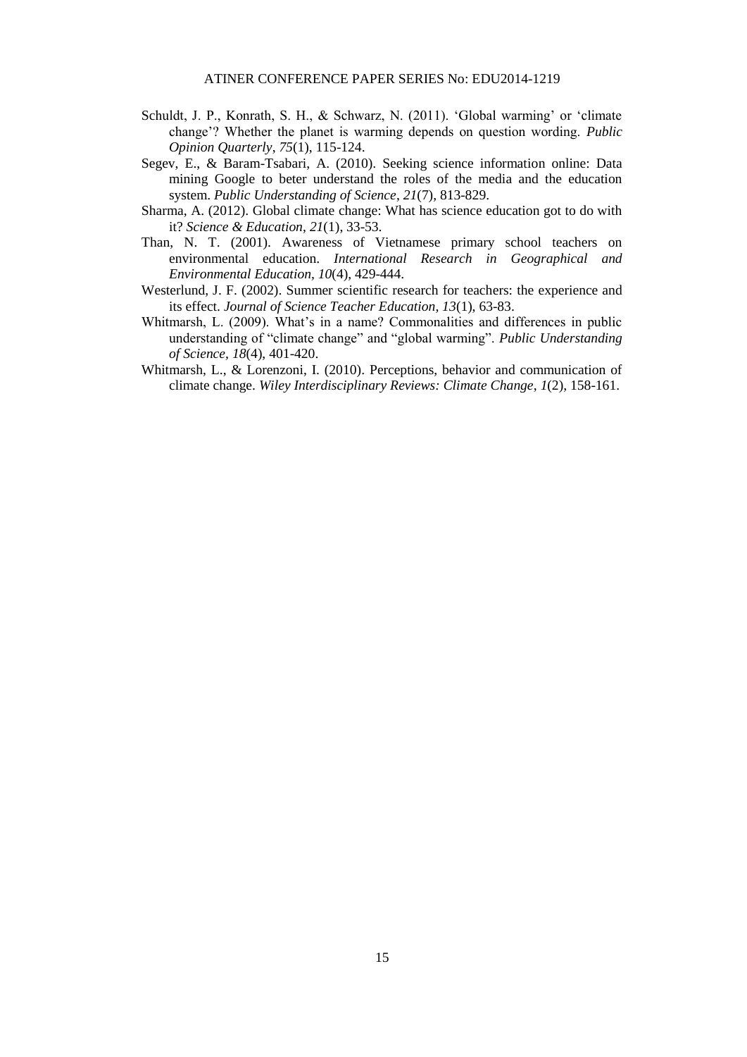Schuldt, J. P., Konrath, S. H., & Schwarz, N. (2011). 'Global warming' or 'climate change'? Whether the planet is warming depends on question wording. *Public Opinion Quarterly*, *75*(1), 115-124.

Segev, E., & Baram-Tsabari, A. (2010). Seeking science information online: Data mining Google to beter understand the roles of the media and the education system. *Public Understanding of Science*, *21*(7), 813-829.

Sharma, A. (2012). Global climate change: What has science education got to do with it? *Science & Education*, *21*(1), 33-53.

Than, N. T. (2001). Awareness of Vietnamese primary school teachers on environmental education. *International Research in Geographical and Environmental Education, 10*(4), 429-444.

Westerlund, J. F. (2002). Summer scientific research for teachers: the experience and its effect. *Journal of Science Teacher Education, 13*(1), 63-83.

Whitmarsh, L. (2009). What's in a name? Commonalities and differences in public understanding of "climate change" and "global warming". *Public Understanding of Science, 18*(4), 401-420.

Whitmarsh, L., & Lorenzoni, I. (2010). Perceptions, behavior and communication of climate change. *Wiley Interdisciplinary Reviews: Climate Change*, *1*(2), 158-161.